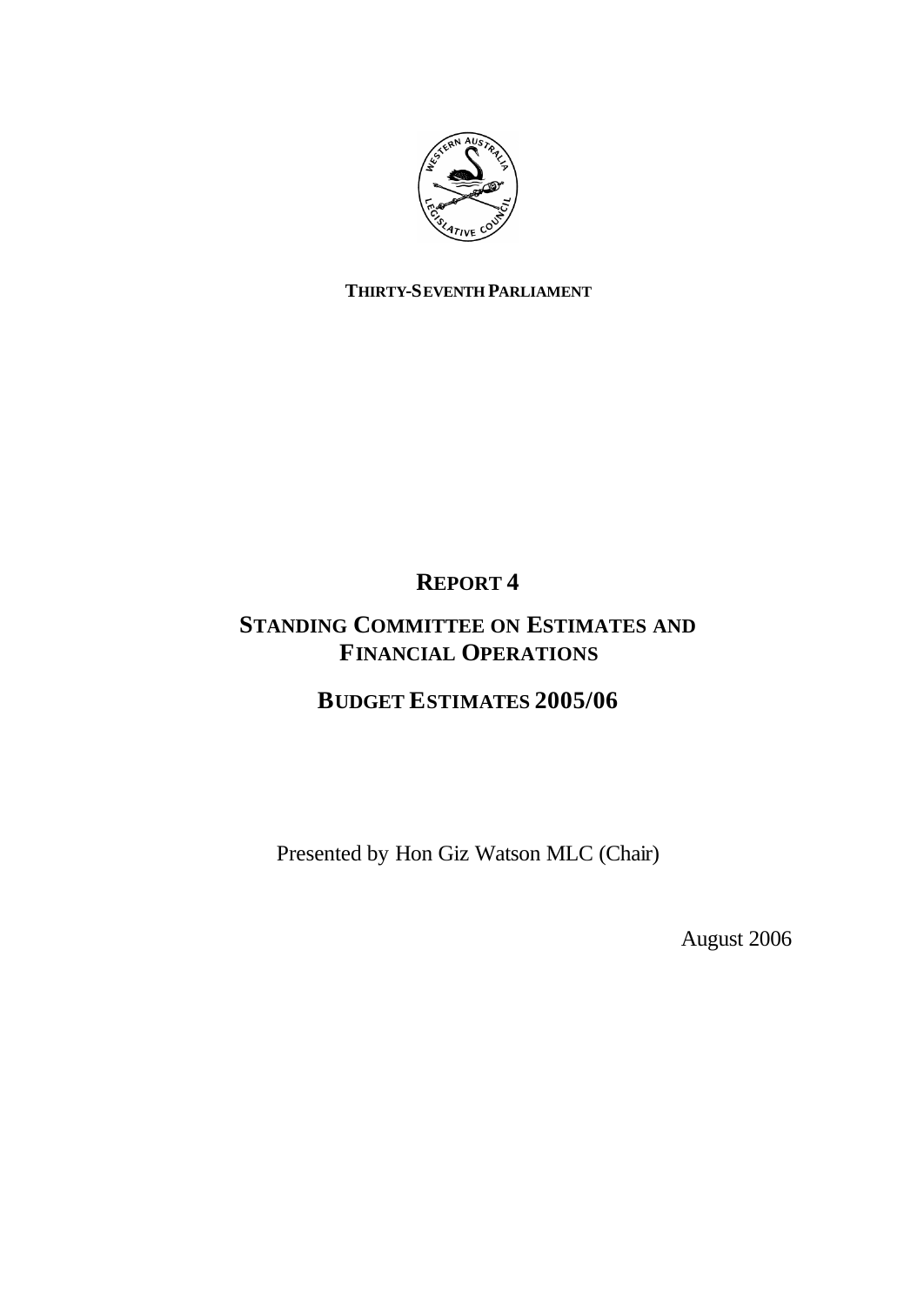**THIRTY-SEVENTH PARLIAMENT**

# REPORT 4

# STANDING COMMITTEE ON ESTIMATES AND FINANCIAL OPERATIONS

## BUDGET ESTIMATES 2005/06

Presented by Hon Giz Watson MLC (Chair)

August 2006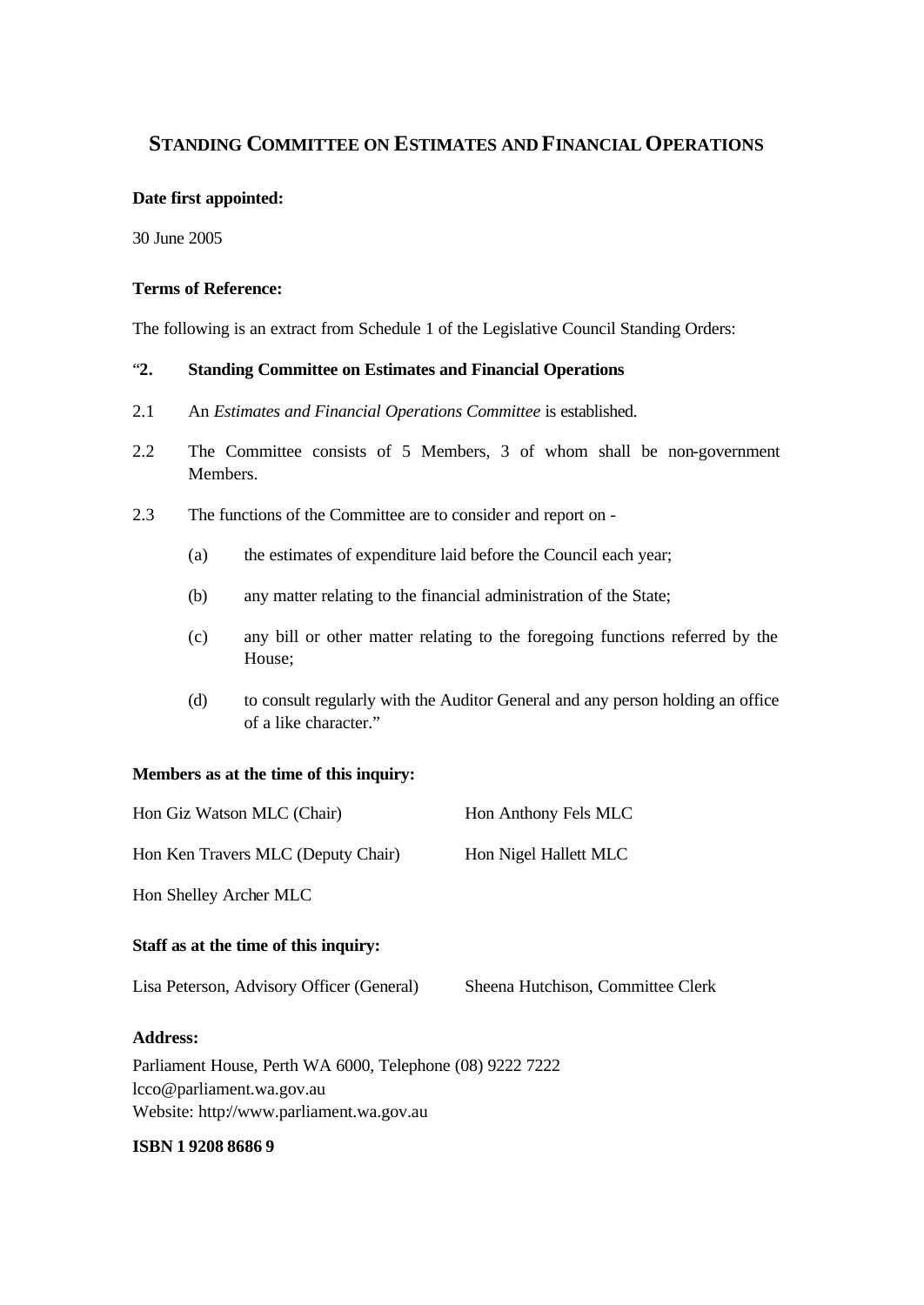# STANDING COMMITTEE ON ESTIMATES AND FINANCIAL OPERATIONS

**Date first appointed:**

30 June 2005

**Terms of Reference:**

The following is an extract from Schedule 1 of the Legislative Council Standing Orders:

"**2. Standing Committee on Estimates and Financial Operations**

2.1 An *Estimates and Financial Operations Committee* is established.

2.2 The Committee consists of 5 Members, 3 of whom shall be non-government Members.

2.3 The functions of the Committee are to consider and report on -

(a) the estimates of expenditure laid before the Council each year;

(b) any matter relating to the financial administration of the State;

(c) any bill or other matter relating to the foregoing functions referred by the House;

(d) to consult regularly with the Auditor General and any person holding an office of a like character."

**Members as at the time of this inquiry:**

Hon Giz Watson MLC (Chair)

Hon Ken Travers MLC (Deputy Chair)

Hon Shelley Archer MLC

Hon Anthony Fels MLC

Hon Nigel Hallett MLC

**Staff as at the time of this inquiry:**

Lisa Peterson, Advisory Officer (General)

Sheena Hutchison, Committee Clerk

**Address:**

Parliament House, Perth WA 6000, Telephone (08) 9222 7222
lcco@parliament.wa.gov.au
Website: http://www.parliament.wa.gov.au

**ISBN 1 9208 8686 9**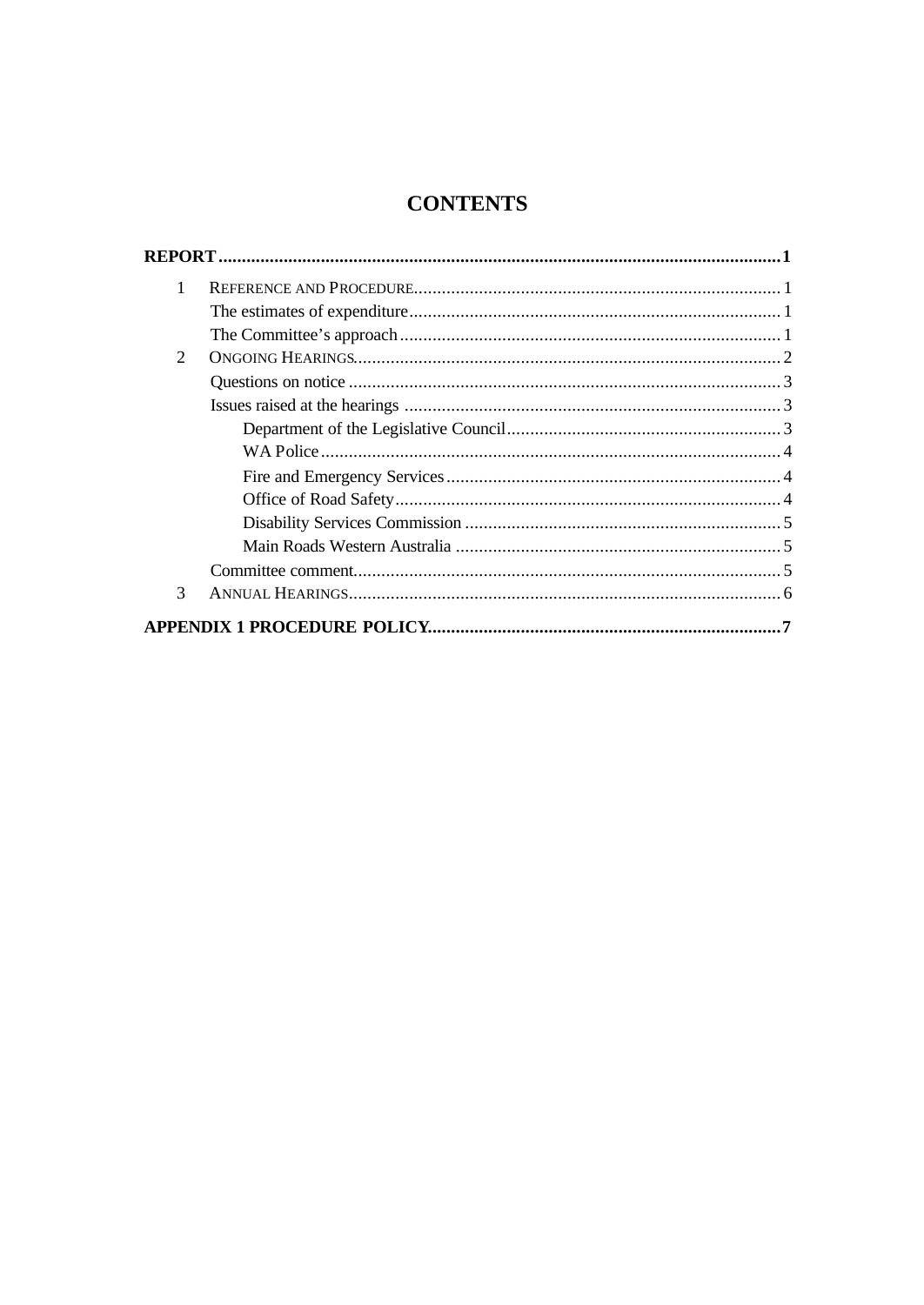# CONTENTS

**REPORT** ........................................................................................................................ **1**

1 REFERENCE AND PROCEDURE ................................................................................ 1

The estimates of expenditure ................................................................................ 1

The Committee's approach .................................................................................. 1

2 ONGOING HEARINGS ............................................................................................ 2

Questions on notice ............................................................................................. 3

Issues raised at the hearings ................................................................................. 3

Department of the Legislative Council ........................................................... 3

WA Police ................................................................................................... 4

Fire and Emergency Services ........................................................................ 4

Office of Road Safety ................................................................................... 4

Disability Services Commission .................................................................... 5

Main Roads Western Australia ...................................................................... 5

Committee comment ............................................................................................ 5

3 ANNUAL HEARINGS ............................................................................................. 6

**APPENDIX 1 PROCEDURE POLICY** ............................................................................ **7**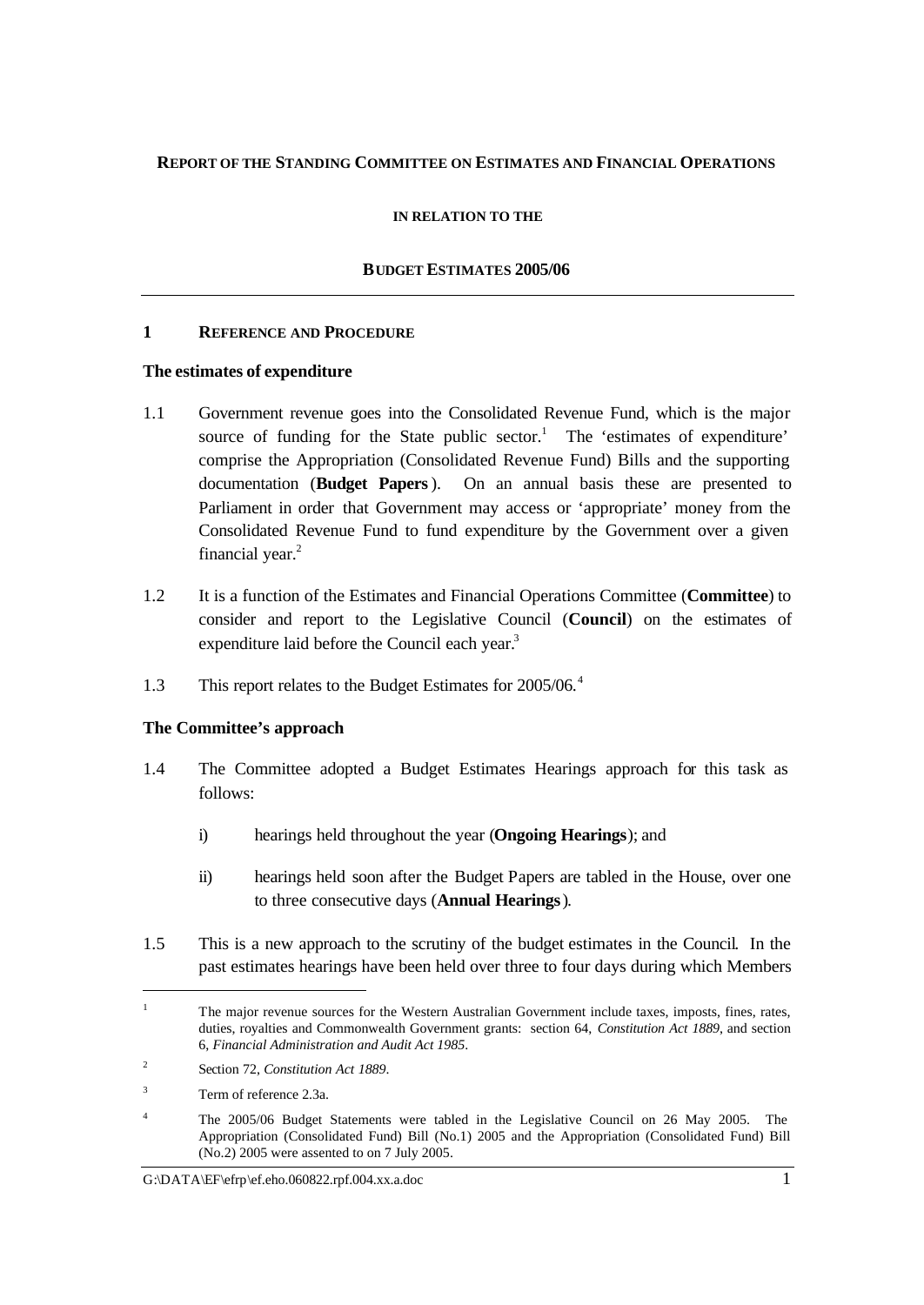**REPORT OF THE STANDING COMMITTEE ON ESTIMATES AND FINANCIAL OPERATIONS**

**IN RELATION TO THE**

**BUDGET ESTIMATES 2005/06**

## 1 REFERENCE AND PROCEDURE

### The estimates of expenditure

1.1 Government revenue goes into the Consolidated Revenue Fund, which is the major source of funding for the State public sector.[1] The 'estimates of expenditure' comprise the Appropriation (Consolidated Revenue Fund) Bills and the supporting documentation (**Budget Papers**). On an annual basis these are presented to Parliament in order that Government may access or 'appropriate' money from the Consolidated Revenue Fund to fund expenditure by the Government over a given financial year.[2]

1.2 It is a function of the Estimates and Financial Operations Committee (**Committee**) to consider and report to the Legislative Council (**Council**) on the estimates of expenditure laid before the Council each year.[3]

1.3 This report relates to the Budget Estimates for 2005/06.[4]

### The Committee's approach

1.4 The Committee adopted a Budget Estimates Hearings approach for this task as follows:

i) hearings held throughout the year (**Ongoing Hearings**); and

ii) hearings held soon after the Budget Papers are tabled in the House, over one to three consecutive days (**Annual Hearings**).

1.5 This is a new approach to the scrutiny of the budget estimates in the Council. In the past estimates hearings have been held over three to four days during which Members

---

[1] The major revenue sources for the Western Australian Government include taxes, imposts, fines, rates, duties, royalties and Commonwealth Government grants: section 64, *Constitution Act 1889*, and section 6, *Financial Administration and Audit Act 1985*.

[2] Section 72, *Constitution Act 1889*.

[3] Term of reference 2.3a.

[4] The 2005/06 Budget Statements were tabled in the Legislative Council on 26 May 2005. The Appropriation (Consolidated Fund) Bill (No.1) 2005 and the Appropriation (Consolidated Fund) Bill (No.2) 2005 were assented to on 7 July 2005.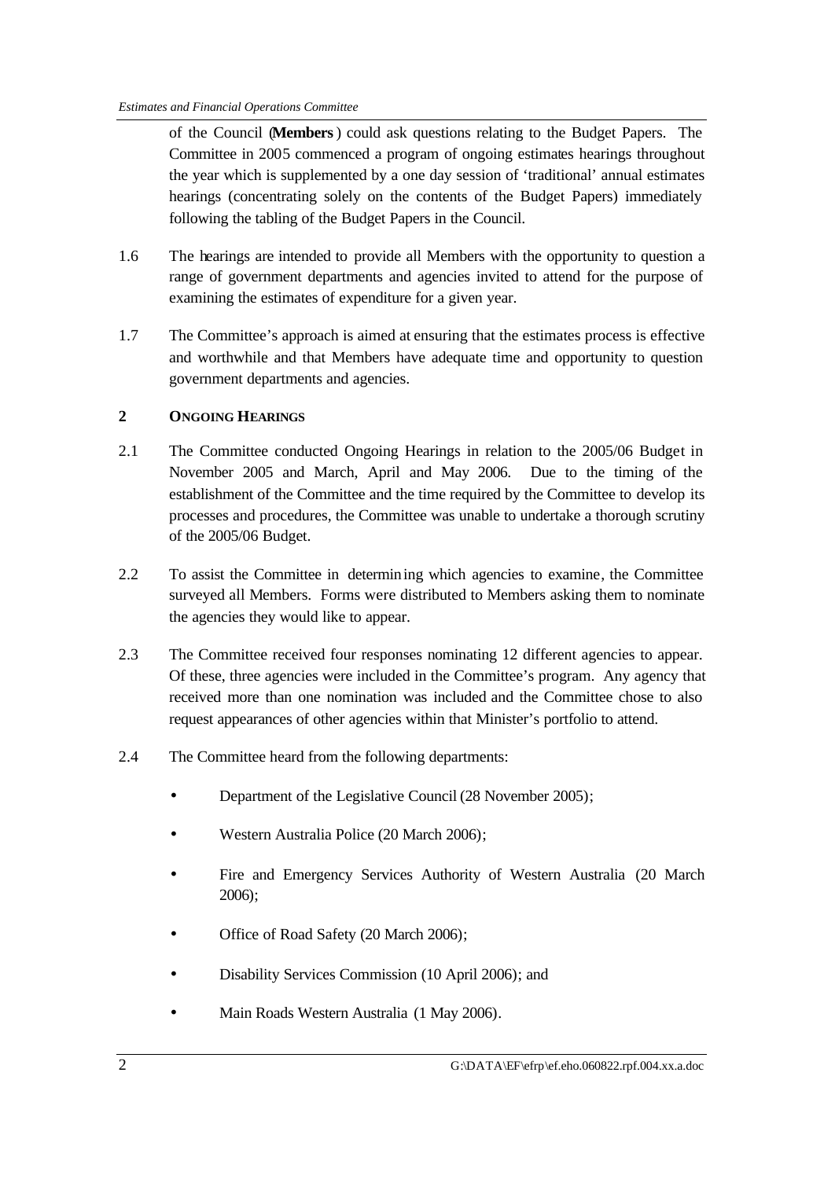of the Council (**Members**) could ask questions relating to the Budget Papers. The Committee in 2005 commenced a program of ongoing estimates hearings throughout the year which is supplemented by a one day session of 'traditional' annual estimates hearings (concentrating solely on the contents of the Budget Papers) immediately following the tabling of the Budget Papers in the Council.

1.6 The hearings are intended to provide all Members with the opportunity to question a range of government departments and agencies invited to attend for the purpose of examining the estimates of expenditure for a given year.

1.7 The Committee's approach is aimed at ensuring that the estimates process is effective and worthwhile and that Members have adequate time and opportunity to question government departments and agencies.

## 2 ONGOING HEARINGS

2.1 The Committee conducted Ongoing Hearings in relation to the 2005/06 Budget in November 2005 and March, April and May 2006. Due to the timing of the establishment of the Committee and the time required by the Committee to develop its processes and procedures, the Committee was unable to undertake a thorough scrutiny of the 2005/06 Budget.

2.2 To assist the Committee in determining which agencies to examine, the Committee surveyed all Members. Forms were distributed to Members asking them to nominate the agencies they would like to appear.

2.3 The Committee received four responses nominating 12 different agencies to appear. Of these, three agencies were included in the Committee's program. Any agency that received more than one nomination was included and the Committee chose to also request appearances of other agencies within that Minister's portfolio to attend.

2.4 The Committee heard from the following departments:

- Department of the Legislative Council (28 November 2005);
- Western Australia Police (20 March 2006);
- Fire and Emergency Services Authority of Western Australia (20 March 2006);
- Office of Road Safety (20 March 2006);
- Disability Services Commission (10 April 2006); and
- Main Roads Western Australia (1 May 2006).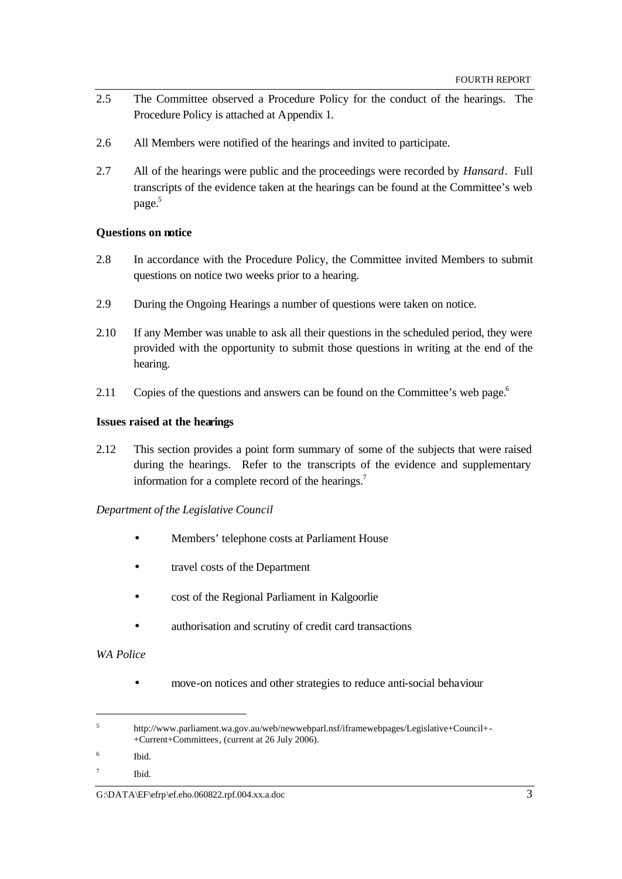2.5 The Committee observed a Procedure Policy for the conduct of the hearings. The Procedure Policy is attached at Appendix 1.

2.6 All Members were notified of the hearings and invited to participate.

2.7 All of the hearings were public and the proceedings were recorded by *Hansard*. Full transcripts of the evidence taken at the hearings can be found at the Committee's web page.[5]

**Questions on notice**

2.8 In accordance with the Procedure Policy, the Committee invited Members to submit questions on notice two weeks prior to a hearing.

2.9 During the Ongoing Hearings a number of questions were taken on notice.

2.10 If any Member was unable to ask all their questions in the scheduled period, they were provided with the opportunity to submit those questions in writing at the end of the hearing.

2.11 Copies of the questions and answers can be found on the Committee's web page.[6]

**Issues raised at the hearings**

2.12 This section provides a point form summary of some of the subjects that were raised during the hearings. Refer to the transcripts of the evidence and supplementary information for a complete record of the hearings.[7]

*Department of the Legislative Council*

- Members' telephone costs at Parliament House
- travel costs of the Department
- cost of the Regional Parliament in Kalgoorlie
- authorisation and scrutiny of credit card transactions

*WA Police*

- move-on notices and other strategies to reduce anti-social behaviour

---

[5] http://www.parliament.wa.gov.au/web/newwebparl.nsf/iframewebpages/Legislative+Council+-+Current+Committees, (current at 26 July 2006).

[6] Ibid.

[7] Ibid.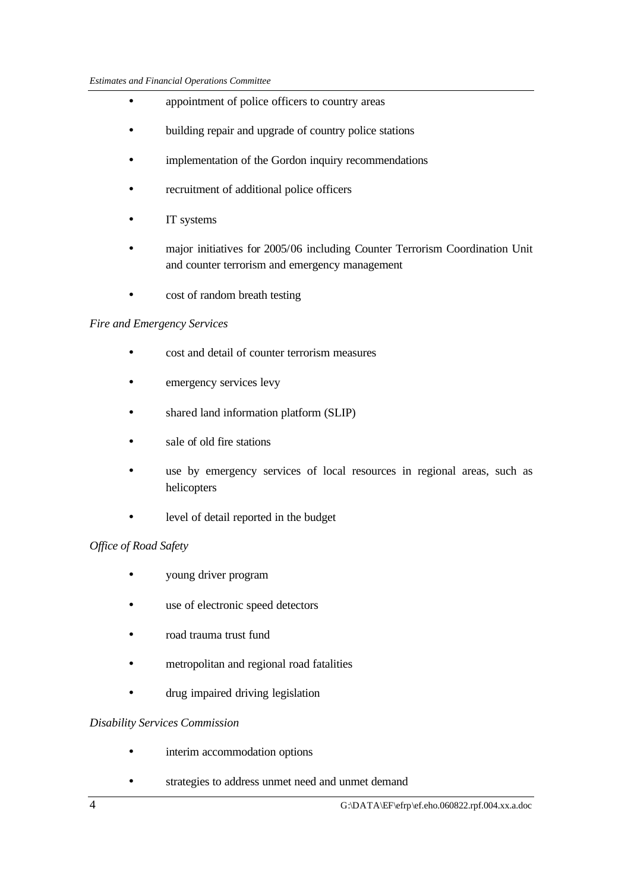- appointment of police officers to country areas
- building repair and upgrade of country police stations
- implementation of the Gordon inquiry recommendations
- recruitment of additional police officers
- IT systems
- major initiatives for 2005/06 including Counter Terrorism Coordination Unit and counter terrorism and emergency management
- cost of random breath testing

*Fire and Emergency Services*

- cost and detail of counter terrorism measures
- emergency services levy
- shared land information platform (SLIP)
- sale of old fire stations
- use by emergency services of local resources in regional areas, such as helicopters
- level of detail reported in the budget

*Office of Road Safety*

- young driver program
- use of electronic speed detectors
- road trauma trust fund
- metropolitan and regional road fatalities
- drug impaired driving legislation

*Disability Services Commission*

- interim accommodation options
- strategies to address unmet need and unmet demand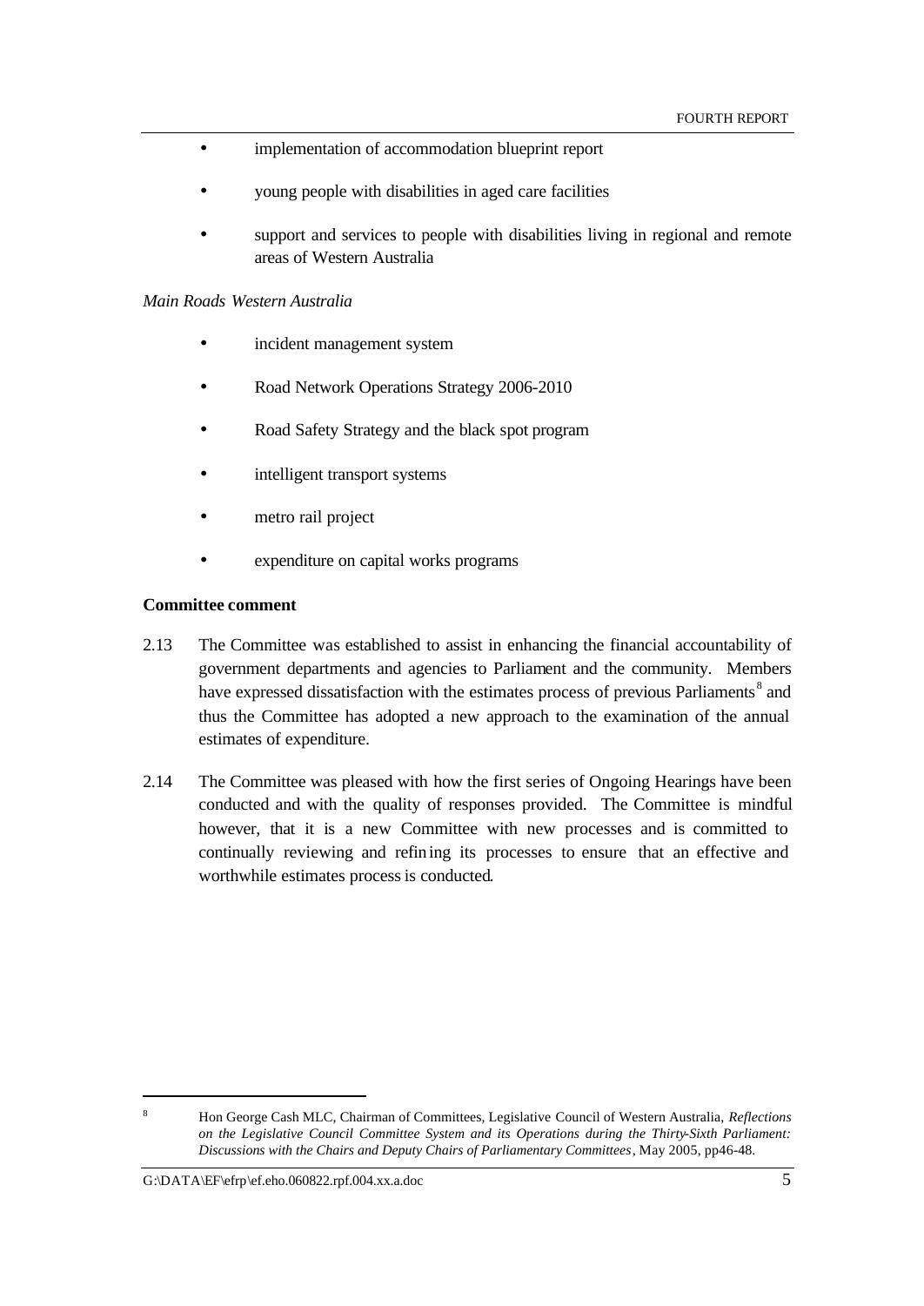- implementation of accommodation blueprint report
- young people with disabilities in aged care facilities
- support and services to people with disabilities living in regional and remote areas of Western Australia

*Main Roads Western Australia*

- incident management system
- Road Network Operations Strategy 2006-2010
- Road Safety Strategy and the black spot program
- intelligent transport systems
- metro rail project
- expenditure on capital works programs

**Committee comment**

2.13 The Committee was established to assist in enhancing the financial accountability of government departments and agencies to Parliament and the community. Members have expressed dissatisfaction with the estimates process of previous Parliaments[8] and thus the Committee has adopted a new approach to the examination of the annual estimates of expenditure.

2.14 The Committee was pleased with how the first series of Ongoing Hearings have been conducted and with the quality of responses provided. The Committee is mindful however, that it is a new Committee with new processes and is committed to continually reviewing and refining its processes to ensure that an effective and worthwhile estimates process is conducted.

---

[8] Hon George Cash MLC, Chairman of Committees, Legislative Council of Western Australia, *Reflections on the Legislative Council Committee System and its Operations during the Thirty-Sixth Parliament: Discussions with the Chairs and Deputy Chairs of Parliamentary Committees*, May 2005, pp46-48.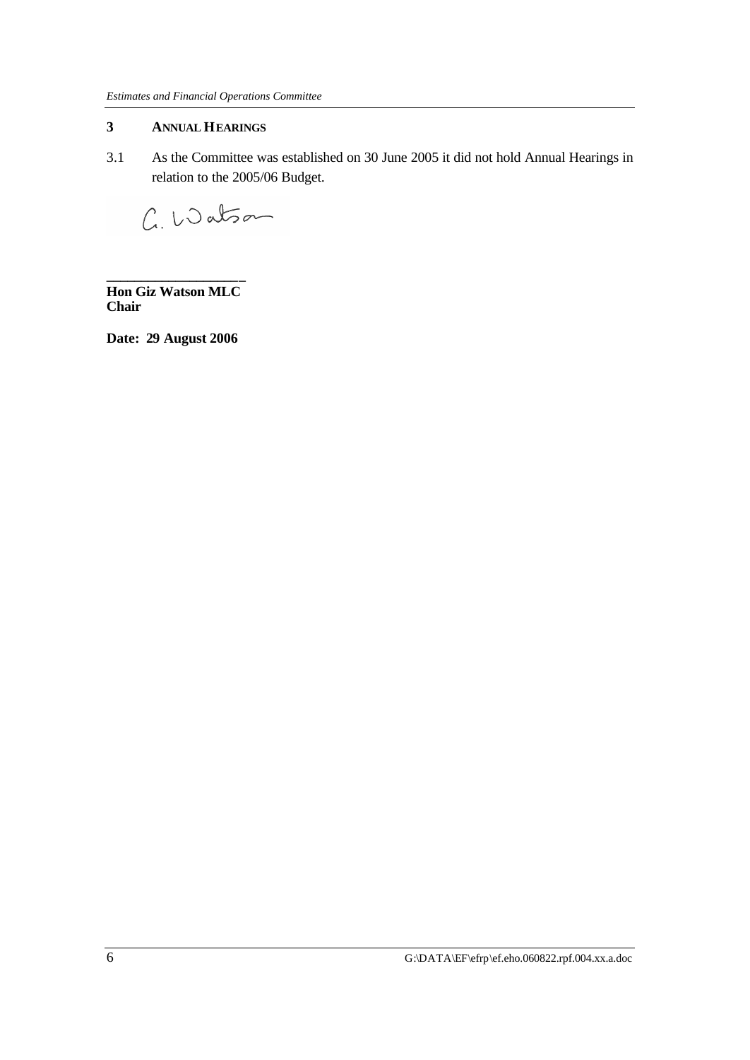## 3 ANNUAL HEARINGS

3.1 As the Committee was established on 30 June 2005 it did not hold Annual Hearings in relation to the 2005/06 Budget.

G. Watson

___________________

**Hon Giz Watson MLC**
**Chair**

**Date: 29 August 2006**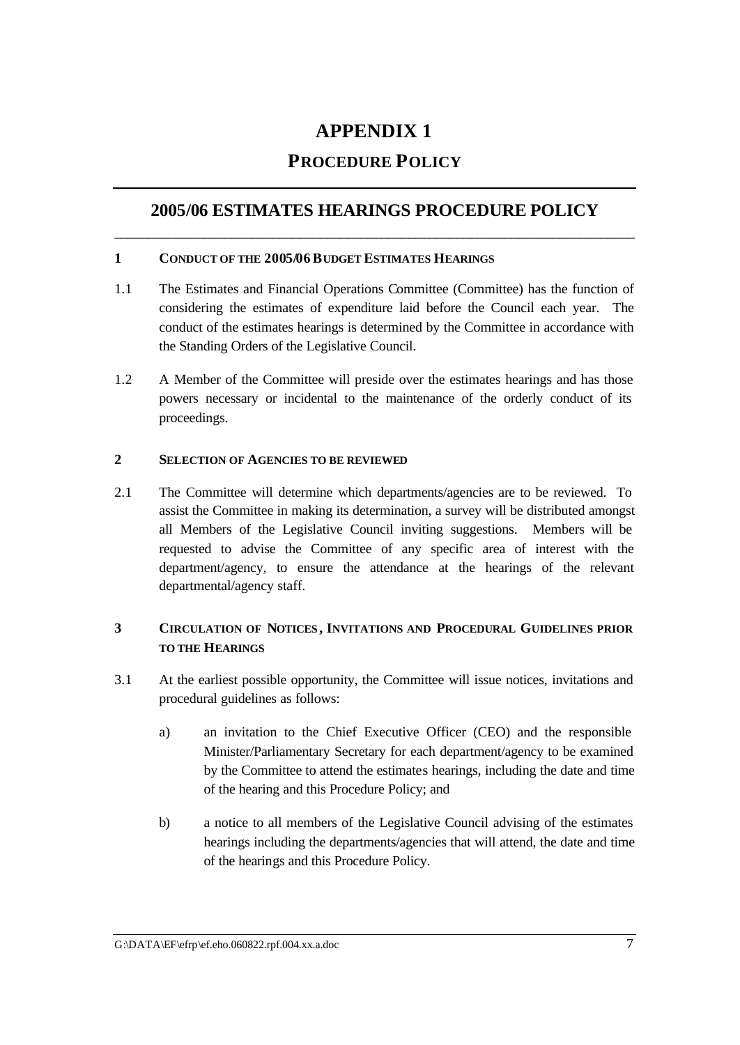# APPENDIX 1

## PROCEDURE POLICY

## 2005/06 ESTIMATES HEARINGS PROCEDURE POLICY

### 1 CONDUCT OF THE 2005/06 BUDGET ESTIMATES HEARINGS

1.1 The Estimates and Financial Operations Committee (Committee) has the function of considering the estimates of expenditure laid before the Council each year. The conduct of the estimates hearings is determined by the Committee in accordance with the Standing Orders of the Legislative Council.

1.2 A Member of the Committee will preside over the estimates hearings and has those powers necessary or incidental to the maintenance of the orderly conduct of its proceedings.

### 2 SELECTION OF AGENCIES TO BE REVIEWED

2.1 The Committee will determine which departments/agencies are to be reviewed. To assist the Committee in making its determination, a survey will be distributed amongst all Members of the Legislative Council inviting suggestions. Members will be requested to advise the Committee of any specific area of interest with the department/agency, to ensure the attendance at the hearings of the relevant departmental/agency staff.

### 3 CIRCULATION OF NOTICES, INVITATIONS AND PROCEDURAL GUIDELINES PRIOR TO THE HEARINGS

3.1 At the earliest possible opportunity, the Committee will issue notices, invitations and procedural guidelines as follows:

a) an invitation to the Chief Executive Officer (CEO) and the responsible Minister/Parliamentary Secretary for each department/agency to be examined by the Committee to attend the estimates hearings, including the date and time of the hearing and this Procedure Policy; and

b) a notice to all members of the Legislative Council advising of the estimates hearings including the departments/agencies that will attend, the date and time of the hearings and this Procedure Policy.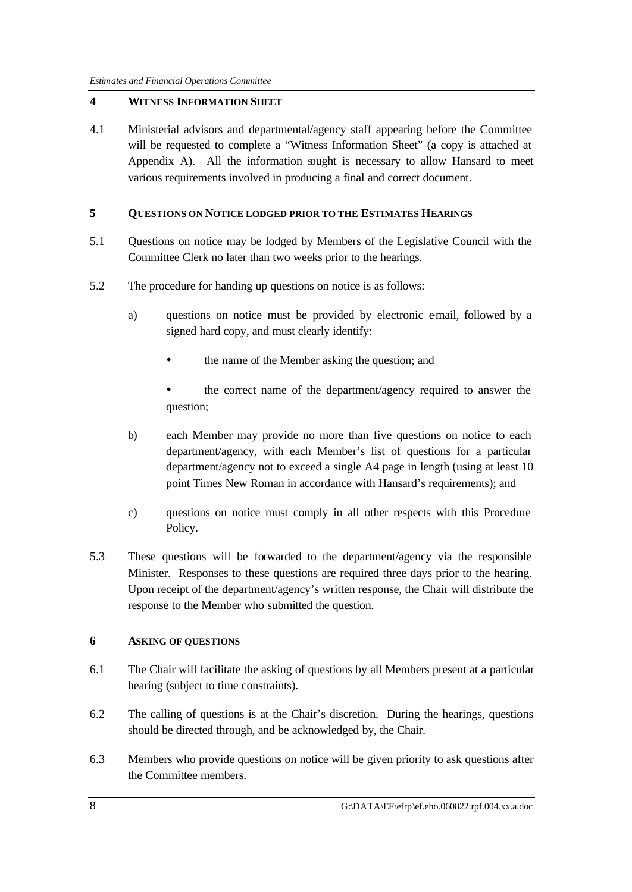## 4 WITNESS INFORMATION SHEET

4.1 Ministerial advisors and departmental/agency staff appearing before the Committee will be requested to complete a "Witness Information Sheet" (a copy is attached at Appendix A). All the information sought is necessary to allow Hansard to meet various requirements involved in producing a final and correct document.

## 5 QUESTIONS ON NOTICE LODGED PRIOR TO THE ESTIMATES HEARINGS

5.1 Questions on notice may be lodged by Members of the Legislative Council with the Committee Clerk no later than two weeks prior to the hearings.

5.2 The procedure for handing up questions on notice is as follows:

a) questions on notice must be provided by electronic e-mail, followed by a signed hard copy, and must clearly identify:

- the name of the Member asking the question; and
- the correct name of the department/agency required to answer the question;

b) each Member may provide no more than five questions on notice to each department/agency, with each Member's list of questions for a particular department/agency not to exceed a single A4 page in length (using at least 10 point Times New Roman in accordance with Hansard's requirements); and

c) questions on notice must comply in all other respects with this Procedure Policy.

5.3 These questions will be forwarded to the department/agency via the responsible Minister. Responses to these questions are required three days prior to the hearing. Upon receipt of the department/agency's written response, the Chair will distribute the response to the Member who submitted the question.

## 6 ASKING OF QUESTIONS

6.1 The Chair will facilitate the asking of questions by all Members present at a particular hearing (subject to time constraints).

6.2 The calling of questions is at the Chair's discretion. During the hearings, questions should be directed through, and be acknowledged by, the Chair.

6.3 Members who provide questions on notice will be given priority to ask questions after the Committee members.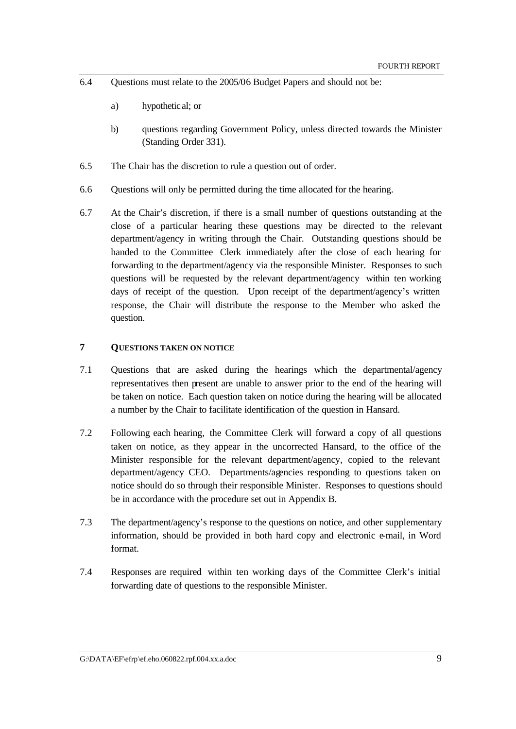6.4 Questions must relate to the 2005/06 Budget Papers and should not be:

a) hypothetical; or

b) questions regarding Government Policy, unless directed towards the Minister (Standing Order 331).

6.5 The Chair has the discretion to rule a question out of order.

6.6 Questions will only be permitted during the time allocated for the hearing.

6.7 At the Chair's discretion, if there is a small number of questions outstanding at the close of a particular hearing these questions may be directed to the relevant department/agency in writing through the Chair. Outstanding questions should be handed to the Committee Clerk immediately after the close of each hearing for forwarding to the department/agency via the responsible Minister. Responses to such questions will be requested by the relevant department/agency within ten working days of receipt of the question. Upon receipt of the department/agency's written response, the Chair will distribute the response to the Member who asked the question.

## 7 QUESTIONS TAKEN ON NOTICE

7.1 Questions that are asked during the hearings which the departmental/agency representatives then present are unable to answer prior to the end of the hearing will be taken on notice. Each question taken on notice during the hearing will be allocated a number by the Chair to facilitate identification of the question in Hansard.

7.2 Following each hearing, the Committee Clerk will forward a copy of all questions taken on notice, as they appear in the uncorrected Hansard, to the office of the Minister responsible for the relevant department/agency, copied to the relevant department/agency CEO. Departments/agencies responding to questions taken on notice should do so through their responsible Minister. Responses to questions should be in accordance with the procedure set out in Appendix B.

7.3 The department/agency's response to the questions on notice, and other supplementary information, should be provided in both hard copy and electronic e-mail, in Word format.

7.4 Responses are required within ten working days of the Committee Clerk's initial forwarding date of questions to the responsible Minister.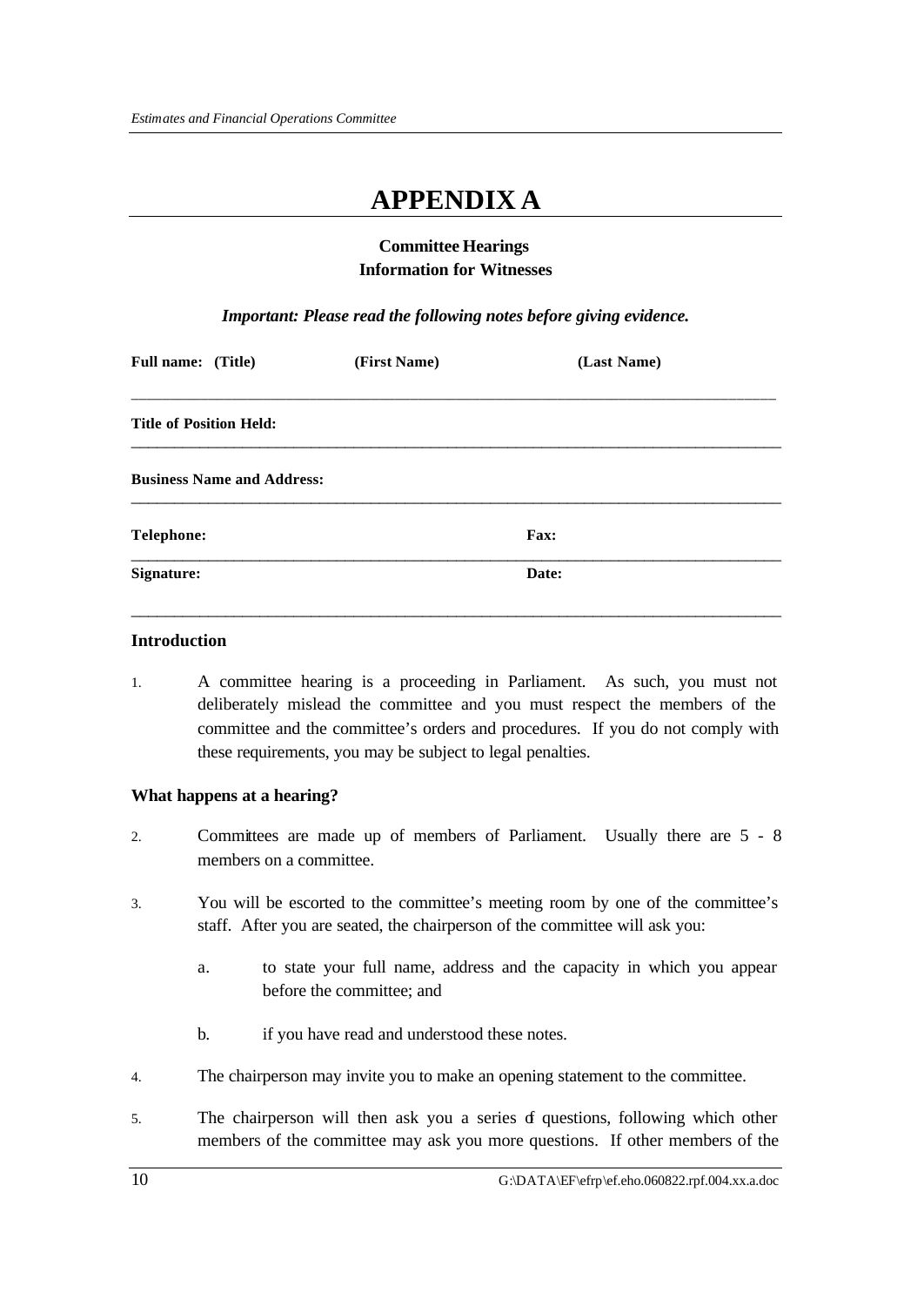# APPENDIX A

**Committee Hearings**
**Information for Witnesses**

***Important: Please read the following notes before giving evidence.***

**Full name: (Title)** **(First Name)** **(Last Name)**

**Title of Position Held:**

**Business Name and Address:**

**Telephone:** **Fax:**

**Signature:** **Date:**

### Introduction

1. A committee hearing is a proceeding in Parliament. As such, you must not deliberately mislead the committee and you must respect the members of the committee and the committee's orders and procedures. If you do not comply with these requirements, you may be subject to legal penalties.

### What happens at a hearing?

2. Committees are made up of members of Parliament. Usually there are 5 - 8 members on a committee.

3. You will be escorted to the committee's meeting room by one of the committee's staff. After you are seated, the chairperson of the committee will ask you:

   a. to state your full name, address and the capacity in which you appear before the committee; and

   b. if you have read and understood these notes.

4. The chairperson may invite you to make an opening statement to the committee.

5. The chairperson will then ask you a series of questions, following which other members of the committee may ask you more questions. If other members of the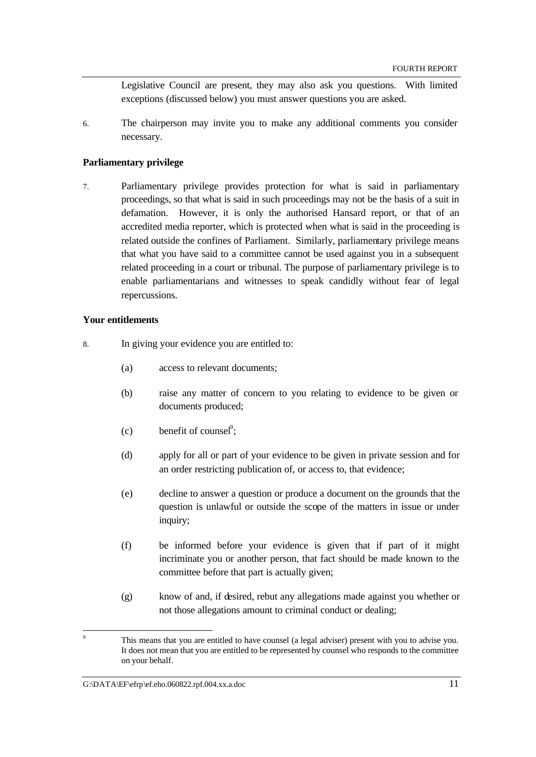Legislative Council are present, they may also ask you questions. With limited exceptions (discussed below) you must answer questions you are asked.

6. The chairperson may invite you to make any additional comments you consider necessary.

**Parliamentary privilege**

7. Parliamentary privilege provides protection for what is said in parliamentary proceedings, so that what is said in such proceedings may not be the basis of a suit in defamation. However, it is only the authorised Hansard report, or that of an accredited media reporter, which is protected when what is said in the proceeding is related outside the confines of Parliament. Similarly, parliamentary privilege means that what you have said to a committee cannot be used against you in a subsequent related proceeding in a court or tribunal. The purpose of parliamentary privilege is to enable parliamentarians and witnesses to speak candidly without fear of legal repercussions.

**Your entitlements**

8. In giving your evidence you are entitled to:

   (a) access to relevant documents;

   (b) raise any matter of concern to you relating to evidence to be given or documents produced;

   (c) benefit of counsel[9];

   (d) apply for all or part of your evidence to be given in private session and for an order restricting publication of, or access to, that evidence;

   (e) decline to answer a question or produce a document on the grounds that the question is unlawful or outside the scope of the matters in issue or under inquiry;

   (f) be informed before your evidence is given that if part of it might incriminate you or another person, that fact should be made known to the committee before that part is actually given;

   (g) know of and, if desired, rebut any allegations made against you whether or not those allegations amount to criminal conduct or dealing;

---

[9] This means that you are entitled to have counsel (a legal adviser) present with you to advise you. It does not mean that you are entitled to be represented by counsel who responds to the committee on your behalf.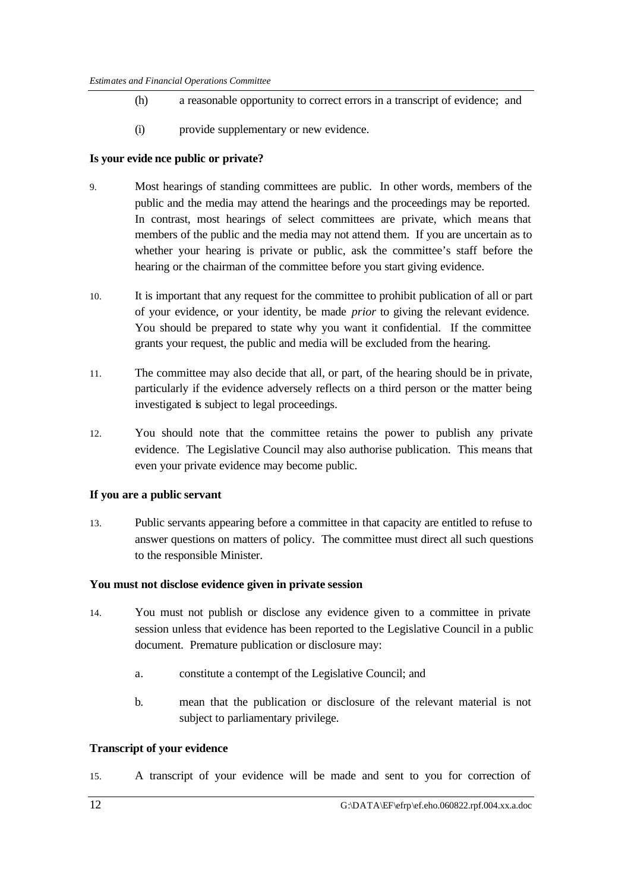(h) a reasonable opportunity to correct errors in a transcript of evidence; and

(i) provide supplementary or new evidence.

**Is your evidence public or private?**

9. Most hearings of standing committees are public. In other words, members of the public and the media may attend the hearings and the proceedings may be reported. In contrast, most hearings of select committees are private, which means that members of the public and the media may not attend them. If you are uncertain as to whether your hearing is private or public, ask the committee's staff before the hearing or the chairman of the committee before you start giving evidence.

10. It is important that any request for the committee to prohibit publication of all or part of your evidence, or your identity, be made *prior* to giving the relevant evidence. You should be prepared to state why you want it confidential. If the committee grants your request, the public and media will be excluded from the hearing.

11. The committee may also decide that all, or part, of the hearing should be in private, particularly if the evidence adversely reflects on a third person or the matter being investigated is subject to legal proceedings.

12. You should note that the committee retains the power to publish any private evidence. The Legislative Council may also authorise publication. This means that even your private evidence may become public.

**If you are a public servant**

13. Public servants appearing before a committee in that capacity are entitled to refuse to answer questions on matters of policy. The committee must direct all such questions to the responsible Minister.

**You must not disclose evidence given in private session**

14. You must not publish or disclose any evidence given to a committee in private session unless that evidence has been reported to the Legislative Council in a public document. Premature publication or disclosure may:

a. constitute a contempt of the Legislative Council; and

b. mean that the publication or disclosure of the relevant material is not subject to parliamentary privilege.

**Transcript of your evidence**

15. A transcript of your evidence will be made and sent to you for correction of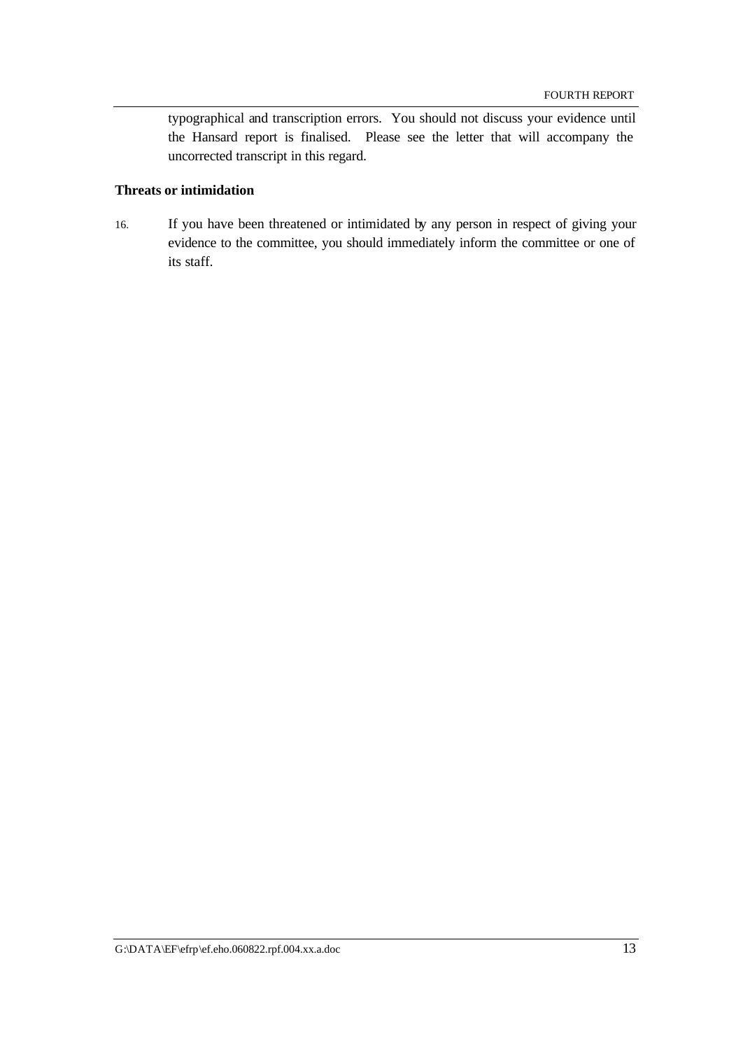typographical and transcription errors. You should not discuss your evidence until the Hansard report is finalised. Please see the letter that will accompany the uncorrected transcript in this regard.

**Threats or intimidation**

16. If you have been threatened or intimidated by any person in respect of giving your evidence to the committee, you should immediately inform the committee or one of its staff.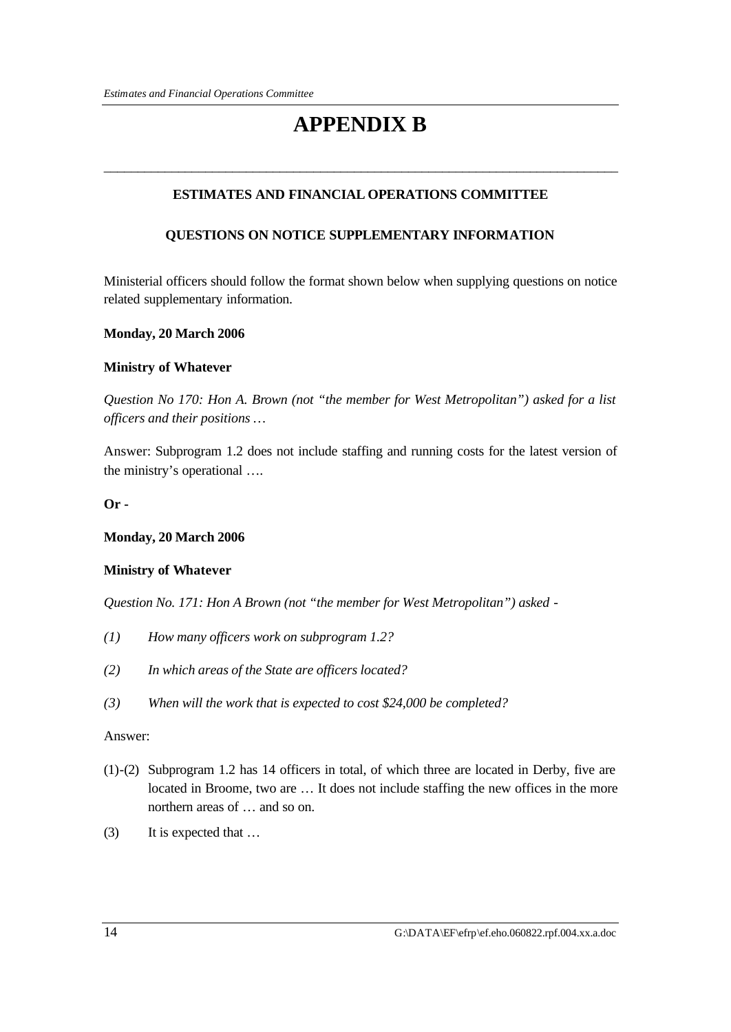# APPENDIX B

**ESTIMATES AND FINANCIAL OPERATIONS COMMITTEE**

**QUESTIONS ON NOTICE SUPPLEMENTARY INFORMATION**

Ministerial officers should follow the format shown below when supplying questions on notice related supplementary information.

**Monday, 20 March 2006**

**Ministry of Whatever**

*Question No 170: Hon A. Brown (not "the member for West Metropolitan") asked for a list officers and their positions …*

Answer: Subprogram 1.2 does not include staffing and running costs for the latest version of the ministry's operational ….

**Or -**

**Monday, 20 March 2006**

**Ministry of Whatever**

*Question No. 171: Hon A Brown (not "the member for West Metropolitan") asked -*

*(1) How many officers work on subprogram 1.2?*

*(2) In which areas of the State are officers located?*

*(3) When will the work that is expected to cost $24,000 be completed?*

Answer:

(1)-(2) Subprogram 1.2 has 14 officers in total, of which three are located in Derby, five are located in Broome, two are … It does not include staffing the new offices in the more northern areas of … and so on.

(3) It is expected that …